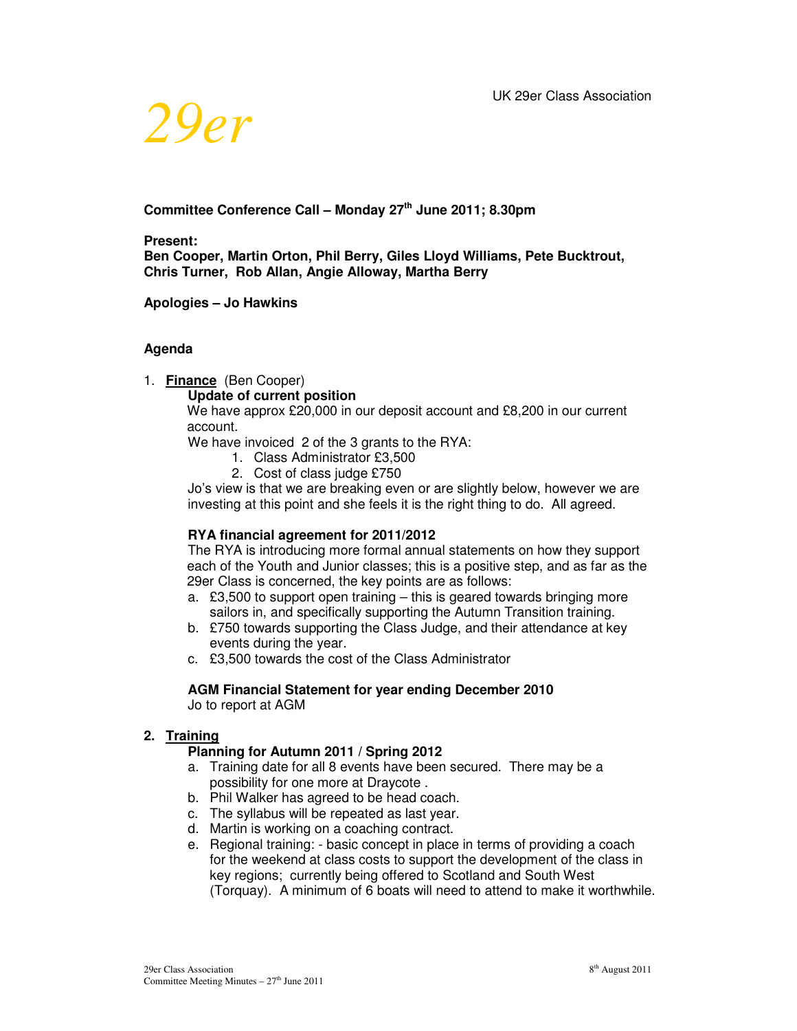UK 29er Class Association

*29er*

**Committee Conference Call – Monday 27th June 2011; 8.30pm**

**Present:**
**Ben Cooper, Martin Orton, Phil Berry, Giles Lloyd Williams, Pete Bucktrout, Chris Turner, Rob Allan, Angie Alloway, Martha Berry**

**Apologies – Jo Hawkins**

**Agenda**

1. **Finance** (Ben Cooper)

   **Update of current position**

   We have approx £20,000 in our deposit account and £8,200 in our current account.

   We have invoiced 2 of the 3 grants to the RYA:

   1. Class Administrator £3,500
   2. Cost of class judge £750

   Jo's view is that we are breaking even or are slightly below, however we are investing at this point and she feels it is the right thing to do. All agreed.

   **RYA financial agreement for 2011/2012**

   The RYA is introducing more formal annual statements on how they support each of the Youth and Junior classes; this is a positive step, and as far as the 29er Class is concerned, the key points are as follows:

   a. £3,500 to support open training – this is geared towards bringing more sailors in, and specifically supporting the Autumn Transition training.
   b. £750 towards supporting the Class Judge, and their attendance at key events during the year.
   c. £3,500 towards the cost of the Class Administrator

   **AGM Financial Statement for year ending December 2010**

   Jo to report at AGM

2. **Training**

   **Planning for Autumn 2011 / Spring 2012**

   a. Training date for all 8 events have been secured. There may be a possibility for one more at Draycote .
   b. Phil Walker has agreed to be head coach.
   c. The syllabus will be repeated as last year.
   d. Martin is working on a coaching contract.
   e. Regional training: - basic concept in place in terms of providing a coach for the weekend at class costs to support the development of the class in key regions; currently being offered to Scotland and South West (Torquay). A minimum of 6 boats will need to attend to make it worthwhile.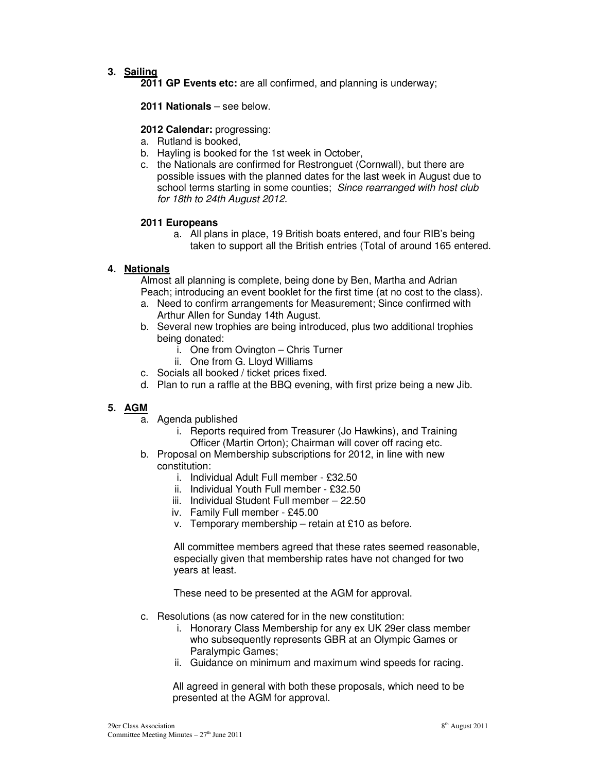3. **Sailing**

**2011 GP Events etc:** are all confirmed, and planning is underway;

**2011 Nationals** – see below.

**2012 Calendar:** progressing:

a. Rutland is booked,
b. Hayling is booked for the 1st week in October,
c. the Nationals are confirmed for Restronguet (Cornwall), but there are possible issues with the planned dates for the last week in August due to school terms starting in some counties; *Since rearranged with host club for 18th to 24th August 2012.*

**2011 Europeans**

a. All plans in place, 19 British boats entered, and four RIB's being taken to support all the British entries (Total of around 165 entered.

4. **Nationals**

Almost all planning is complete, being done by Ben, Martha and Adrian Peach; introducing an event booklet for the first time (at no cost to the class).

a. Need to confirm arrangements for Measurement; Since confirmed with Arthur Allen for Sunday 14th August.
b. Several new trophies are being introduced, plus two additional trophies being donated:
   i. One from Ovington – Chris Turner
   ii. One from G. Lloyd Williams
c. Socials all booked / ticket prices fixed.
d. Plan to run a raffle at the BBQ evening, with first prize being a new Jib.

5. **AGM**

a. Agenda published
   i. Reports required from Treasurer (Jo Hawkins), and Training Officer (Martin Orton); Chairman will cover off racing etc.
b. Proposal on Membership subscriptions for 2012, in line with new constitution:
   i. Individual Adult Full member - £32.50
   ii. Individual Youth Full member - £32.50
   iii. Individual Student Full member – 22.50
   iv. Family Full member - £45.00
   v. Temporary membership – retain at £10 as before.

   All committee members agreed that these rates seemed reasonable, especially given that membership rates have not changed for two years at least.

   These need to be presented at the AGM for approval.

c. Resolutions (as now catered for in the new constitution:
   i. Honorary Class Membership for any ex UK 29er class member who subsequently represents GBR at an Olympic Games or Paralympic Games;
   ii. Guidance on minimum and maximum wind speeds for racing.

   All agreed in general with both these proposals, which need to be presented at the AGM for approval.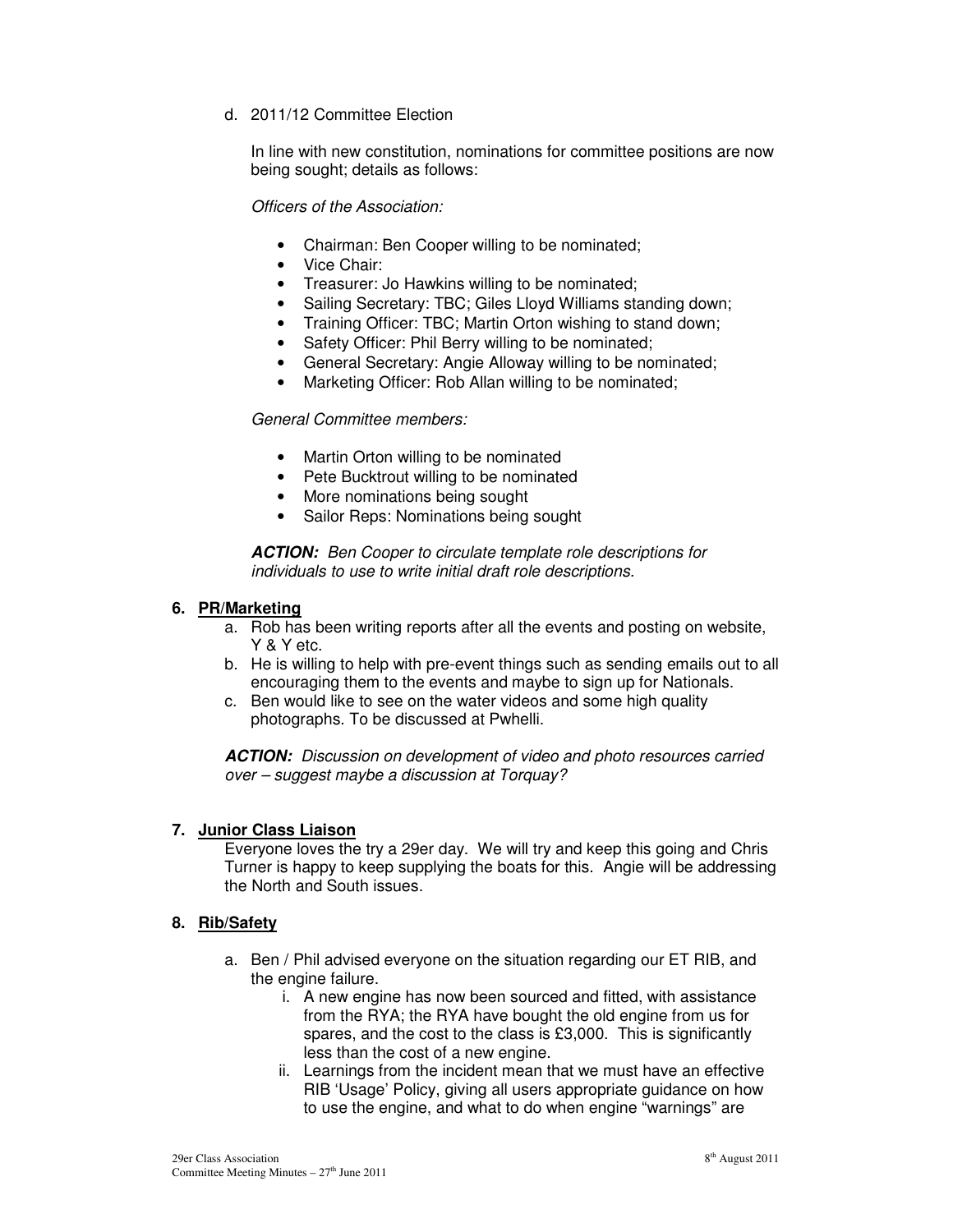d. 2011/12 Committee Election

In line with new constitution, nominations for committee positions are now being sought; details as follows:

*Officers of the Association:*

- Chairman: Ben Cooper willing to be nominated;
- Vice Chair:
- Treasurer: Jo Hawkins willing to be nominated;
- Sailing Secretary: TBC; Giles Lloyd Williams standing down;
- Training Officer: TBC; Martin Orton wishing to stand down;
- Safety Officer: Phil Berry willing to be nominated;
- General Secretary: Angie Alloway willing to be nominated;
- Marketing Officer: Rob Allan willing to be nominated;

*General Committee members:*

- Martin Orton willing to be nominated
- Pete Bucktrout willing to be nominated
- More nominations being sought
- Sailor Reps: Nominations being sought

***ACTION:*** *Ben Cooper to circulate template role descriptions for individuals to use to write initial draft role descriptions.*

## 6. PR/Marketing

a. Rob has been writing reports after all the events and posting on website, Y & Y etc.
b. He is willing to help with pre-event things such as sending emails out to all encouraging them to the events and maybe to sign up for Nationals.
c. Ben would like to see on the water videos and some high quality photographs. To be discussed at Pwhelli.

***ACTION:*** *Discussion on development of video and photo resources carried over – suggest maybe a discussion at Torquay?*

## 7. Junior Class Liaison

Everyone loves the try a 29er day. We will try and keep this going and Chris Turner is happy to keep supplying the boats for this. Angie will be addressing the North and South issues.

## 8. Rib/Safety

a. Ben / Phil advised everyone on the situation regarding our ET RIB, and the engine failure.
   i. A new engine has now been sourced and fitted, with assistance from the RYA; the RYA have bought the old engine from us for spares, and the cost to the class is £3,000. This is significantly less than the cost of a new engine.
   ii. Learnings from the incident mean that we must have an effective RIB 'Usage' Policy, giving all users appropriate guidance on how to use the engine, and what to do when engine "warnings" are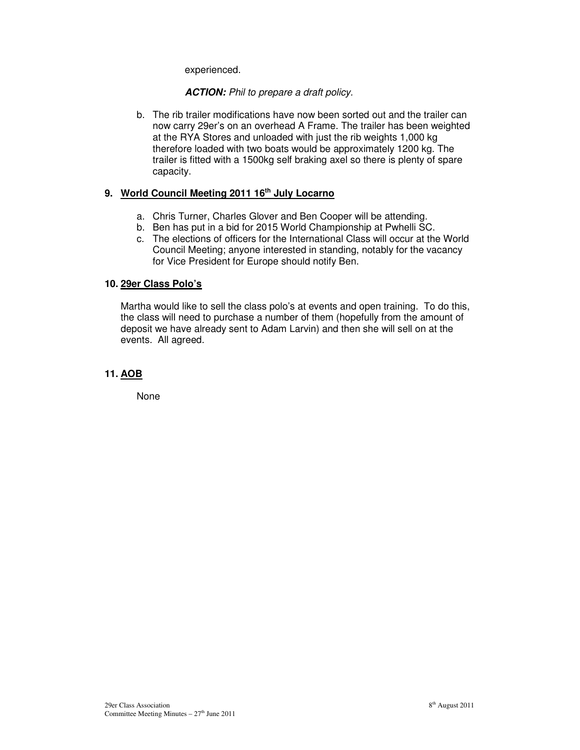experienced.

***ACTION:*** *Phil to prepare a draft policy.*

b. The rib trailer modifications have now been sorted out and the trailer can now carry 29er's on an overhead A Frame. The trailer has been weighted at the RYA Stores and unloaded with just the rib weights 1,000 kg therefore loaded with two boats would be approximately 1200 kg. The trailer is fitted with a 1500kg self braking axel so there is plenty of spare capacity.

**9. World Council Meeting 2011 16th July Locarno**

a. Chris Turner, Charles Glover and Ben Cooper will be attending.
b. Ben has put in a bid for 2015 World Championship at Pwhelli SC.
c. The elections of officers for the International Class will occur at the World Council Meeting; anyone interested in standing, notably for the vacancy for Vice President for Europe should notify Ben.

**10. 29er Class Polo's**

Martha would like to sell the class polo's at events and open training. To do this, the class will need to purchase a number of them (hopefully from the amount of deposit we have already sent to Adam Larvin) and then she will sell on at the events. All agreed.

**11. AOB**

None